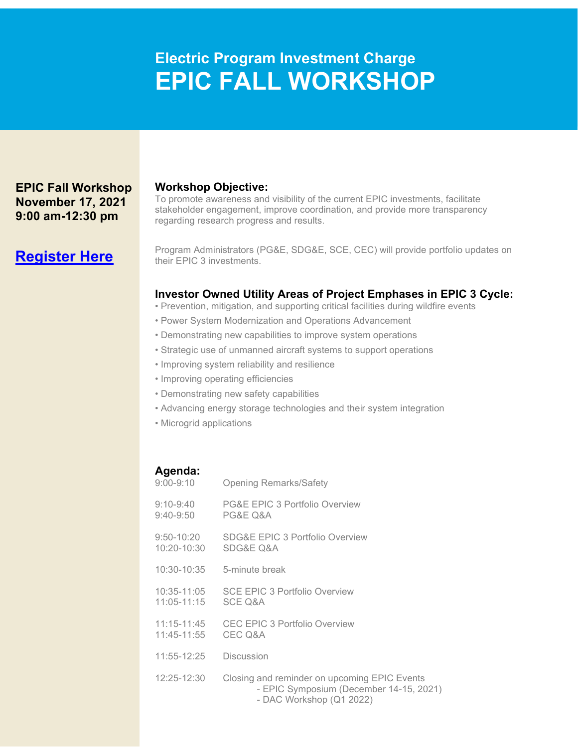# Electric Program Investment Charge
# EPIC FALL WORKSHOP

**EPIC Fall Workshop**
**November 17, 2021**
**9:00 am-12:30 pm**

**Register Here**

## Workshop Objective:

To promote awareness and visibility of the current EPIC investments, facilitate stakeholder engagement, improve coordination, and provide more transparency regarding research progress and results.

Program Administrators (PG&E, SDG&E, SCE, CEC) will provide portfolio updates on their EPIC 3 investments.

## Investor Owned Utility Areas of Project Emphases in EPIC 3 Cycle:

- Prevention, mitigation, and supporting critical facilities during wildfire events
- Power System Modernization and Operations Advancement
- Demonstrating new capabilities to improve system operations
- Strategic use of unmanned aircraft systems to support operations
- Improving system reliability and resilience
- Improving operating efficiencies
- Demonstrating new safety capabilities
- Advancing energy storage technologies and their system integration
- Microgrid applications

## Agenda:

| Time | Item |
|---|---|
| 9:00-9:10 | Opening Remarks/Safety |
| 9:10-9:40 | PG&E EPIC 3 Portfolio Overview |
| 9:40-9:50 | PG&E Q&A |
| 9:50-10:20 | SDG&E EPIC 3 Portfolio Overview |
| 10:20-10:30 | SDG&E Q&A |
| 10:30-10:35 | 5-minute break |
| 10:35-11:05 | SCE EPIC 3 Portfolio Overview |
| 11:05-11:15 | SCE Q&A |
| 11:15-11:45 | CEC EPIC 3 Portfolio Overview |
| 11:45-11:55 | CEC Q&A |
| 11:55-12:25 | Discussion |
| 12:25-12:30 | Closing and reminder on upcoming EPIC Events<br>- EPIC Symposium (December 14-15, 2021)<br>- DAC Workshop (Q1 2022) |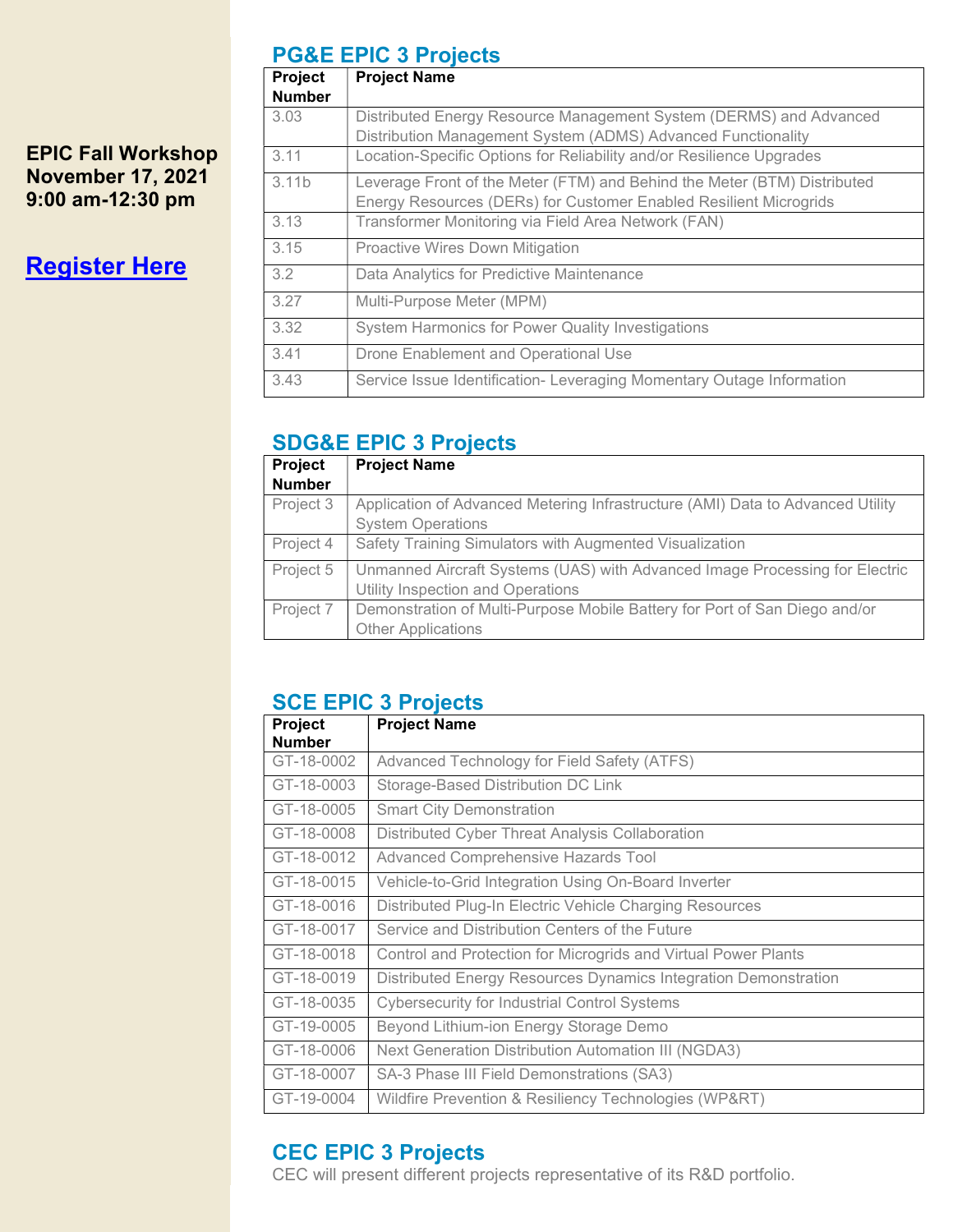**EPIC Fall Workshop**
**November 17, 2021**
**9:00 am-12:30 pm**

**Register Here**

## PG&E EPIC 3 Projects

| Project Number | Project Name |
|---|---|
| 3.03 | Distributed Energy Resource Management System (DERMS) and Advanced Distribution Management System (ADMS) Advanced Functionality |
| 3.11 | Location-Specific Options for Reliability and/or Resilience Upgrades |
| 3.11b | Leverage Front of the Meter (FTM) and Behind the Meter (BTM) Distributed Energy Resources (DERs) for Customer Enabled Resilient Microgrids |
| 3.13 | Transformer Monitoring via Field Area Network (FAN) |
| 3.15 | Proactive Wires Down Mitigation |
| 3.2 | Data Analytics for Predictive Maintenance |
| 3.27 | Multi-Purpose Meter (MPM) |
| 3.32 | System Harmonics for Power Quality Investigations |
| 3.41 | Drone Enablement and Operational Use |
| 3.43 | Service Issue Identification- Leveraging Momentary Outage Information |

## SDG&E EPIC 3 Projects

| Project Number | Project Name |
|---|---|
| Project 3 | Application of Advanced Metering Infrastructure (AMI) Data to Advanced Utility System Operations |
| Project 4 | Safety Training Simulators with Augmented Visualization |
| Project 5 | Unmanned Aircraft Systems (UAS) with Advanced Image Processing for Electric Utility Inspection and Operations |
| Project 7 | Demonstration of Multi-Purpose Mobile Battery for Port of San Diego and/or Other Applications |

## SCE EPIC 3 Projects

| Project Number | Project Name |
|---|---|
| GT-18-0002 | Advanced Technology for Field Safety (ATFS) |
| GT-18-0003 | Storage-Based Distribution DC Link |
| GT-18-0005 | Smart City Demonstration |
| GT-18-0008 | Distributed Cyber Threat Analysis Collaboration |
| GT-18-0012 | Advanced Comprehensive Hazards Tool |
| GT-18-0015 | Vehicle-to-Grid Integration Using On-Board Inverter |
| GT-18-0016 | Distributed Plug-In Electric Vehicle Charging Resources |
| GT-18-0017 | Service and Distribution Centers of the Future |
| GT-18-0018 | Control and Protection for Microgrids and Virtual Power Plants |
| GT-18-0019 | Distributed Energy Resources Dynamics Integration Demonstration |
| GT-18-0035 | Cybersecurity for Industrial Control Systems |
| GT-19-0005 | Beyond Lithium-ion Energy Storage Demo |
| GT-18-0006 | Next Generation Distribution Automation III (NGDA3) |
| GT-18-0007 | SA-3 Phase III Field Demonstrations (SA3) |
| GT-19-0004 | Wildfire Prevention & Resiliency Technologies (WP&RT) |

## CEC EPIC 3 Projects

CEC will present different projects representative of its R&D portfolio.